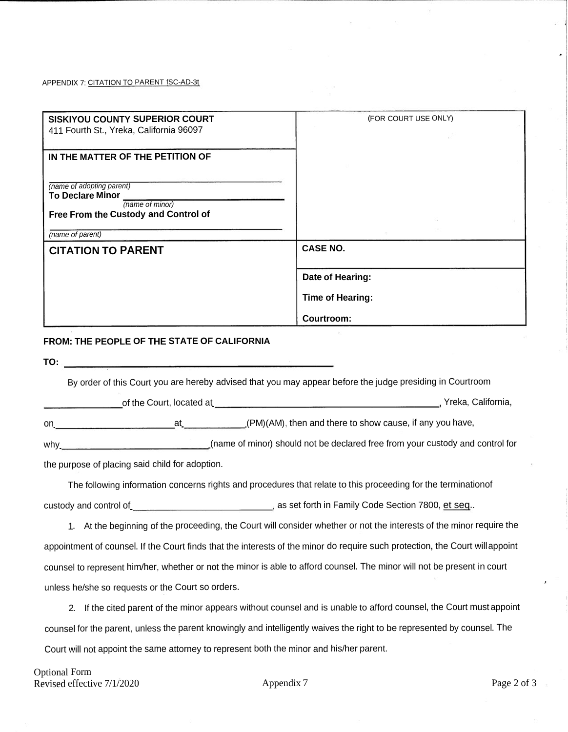APPENDIX 7: CITATION TO PARENT fSC-AD-3t

| SISKIYOU COUNTY SUPERIOR COURT<br>411 Fourth St., Yreka, California 96097 | (FOR COURT USE ONLY) |
|---|---|
| **IN THE MATTER OF THE PETITION OF**<br><br>______________________________<br>*(name of adopting parent)*<br>**To Declare Minor** ______________________<br>*(name of minor)*<br>**Free From the Custody and Control of**<br>______________________________<br>*(name of parent)* | |
| **CITATION TO PARENT** | **CASE NO.** |
| | **Date of Hearing:**<br><br>**Time of Hearing:**<br><br>**Courtroom:** |

**FROM: THE PEOPLE OF THE STATE OF CALIFORNIA**

**TO:** ______________________________________________

By order of this Court you are hereby advised that you may appear before the judge presiding in Courtroom ______________ of the Court, located at ________________________________________, Yreka, California, on ______________________ at ___________ (PM)(AM), then and there to show cause, if any you have, why ____________________________ (name of minor) should not be declared free from your custody and control for the purpose of placing said child for adoption.

The following information concerns rights and procedures that relate to this proceeding for the terminationof custody and control of ____________________________, as set forth in Family Code Section 7800, et seq..

1. At the beginning of the proceeding, the Court will consider whether or not the interests of the minor require the appointment of counsel. If the Court finds that the interests of the minor do require such protection, the Court willappoint counsel to represent him/her, whether or not the minor is able to afford counsel. The minor will not be present in court unless he/she so requests or the Court so orders.

2. If the cited parent of the minor appears without counsel and is unable to afford counsel, the Court must appoint counsel for the parent, unless the parent knowingly and intelligently waives the right to be represented by counsel. The Court will not appoint the same attorney to represent both the minor and his/her parent.

Optional Form
Revised effective 7/1/2020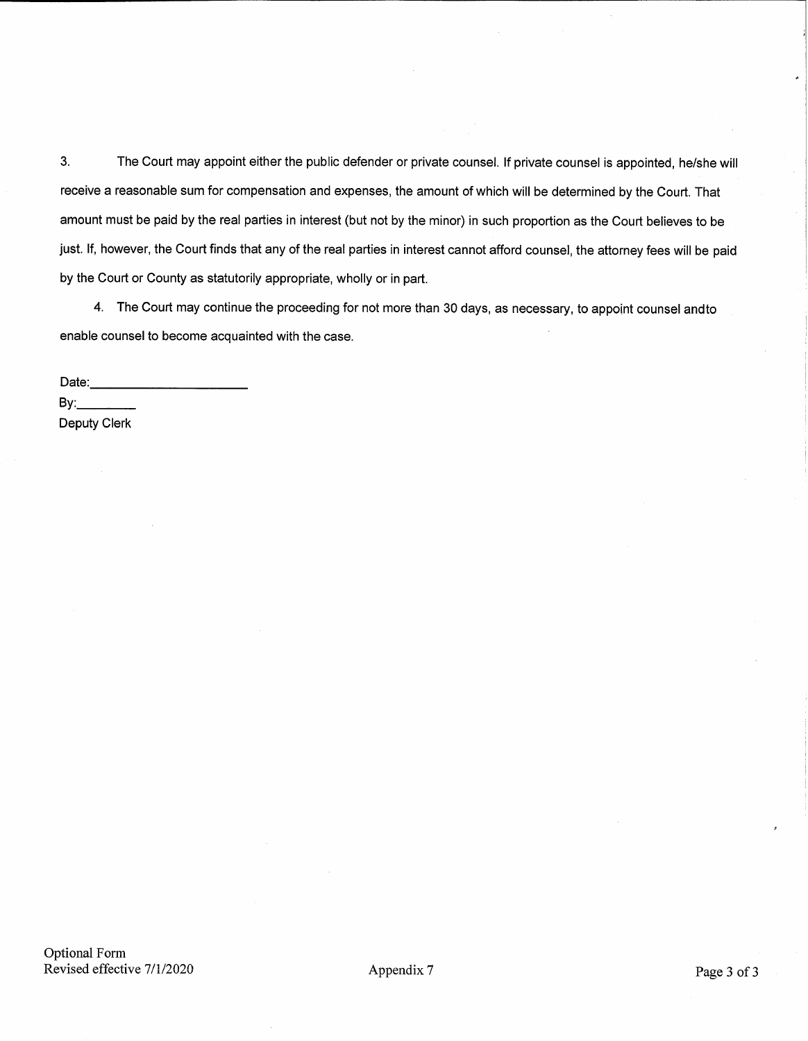3. The Court may appoint either the public defender or private counsel. If private counsel is appointed, he/she will receive a reasonable sum for compensation and expenses, the amount of which will be determined by the Court. That amount must be paid by the real parties in interest (but not by the minor) in such proportion as the Court believes to be just. If, however, the Court finds that any of the real parties in interest cannot afford counsel, the attorney fees will be paid by the Court or County as statutorily appropriate, wholly or in part.

4. The Court may continue the proceeding for not more than 30 days, as necessary, to appoint counsel andto enable counsel to become acquainted with the case.

Date:_______________________

By:_________

Deputy Clerk

Optional Form
Revised effective 7/1/2020

Appendix 7